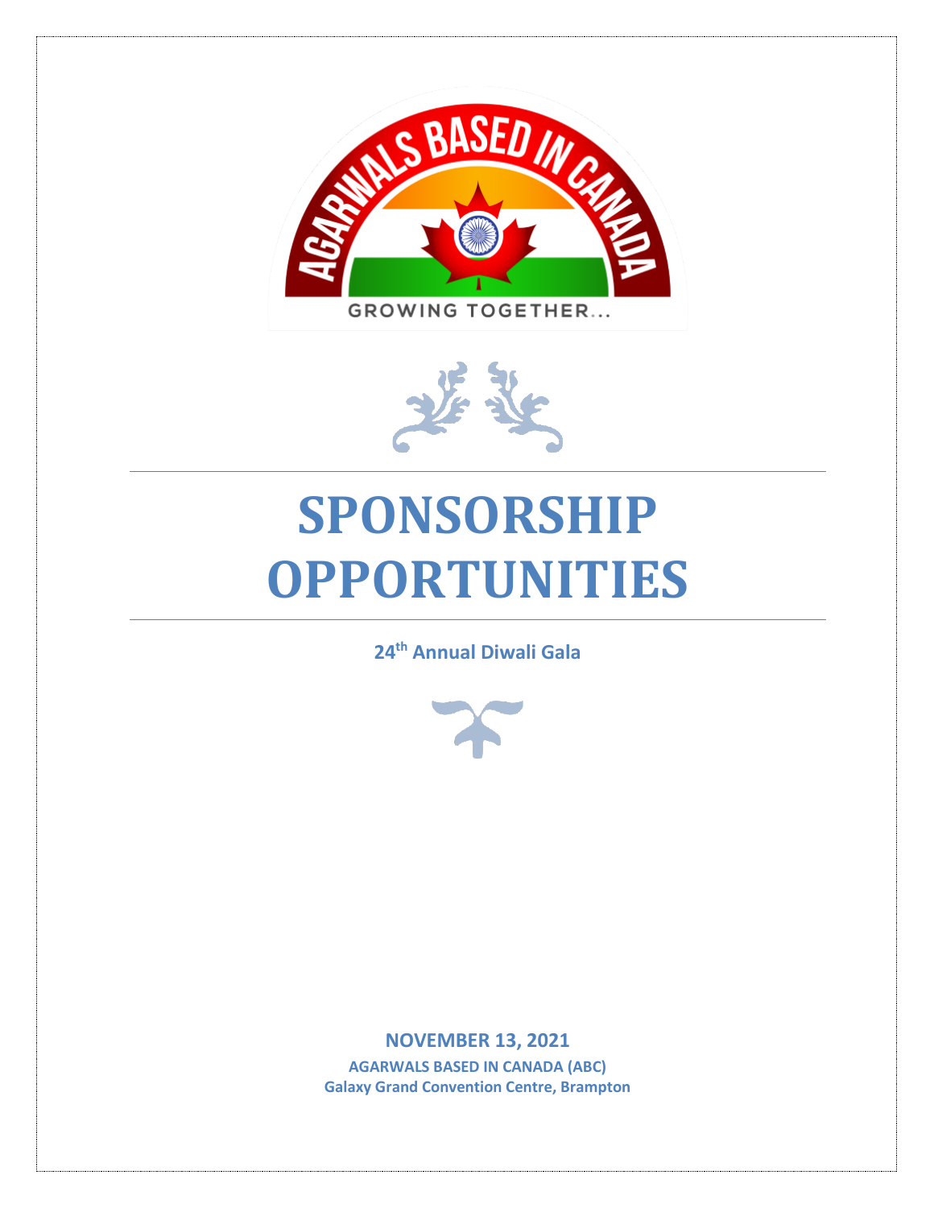# SPONSORSHIP OPPORTUNITIES

**24th Annual Diwali Gala**

**NOVEMBER 13, 2021**

**AGARWALS BASED IN CANADA (ABC)**

**Galaxy Grand Convention Centre, Brampton**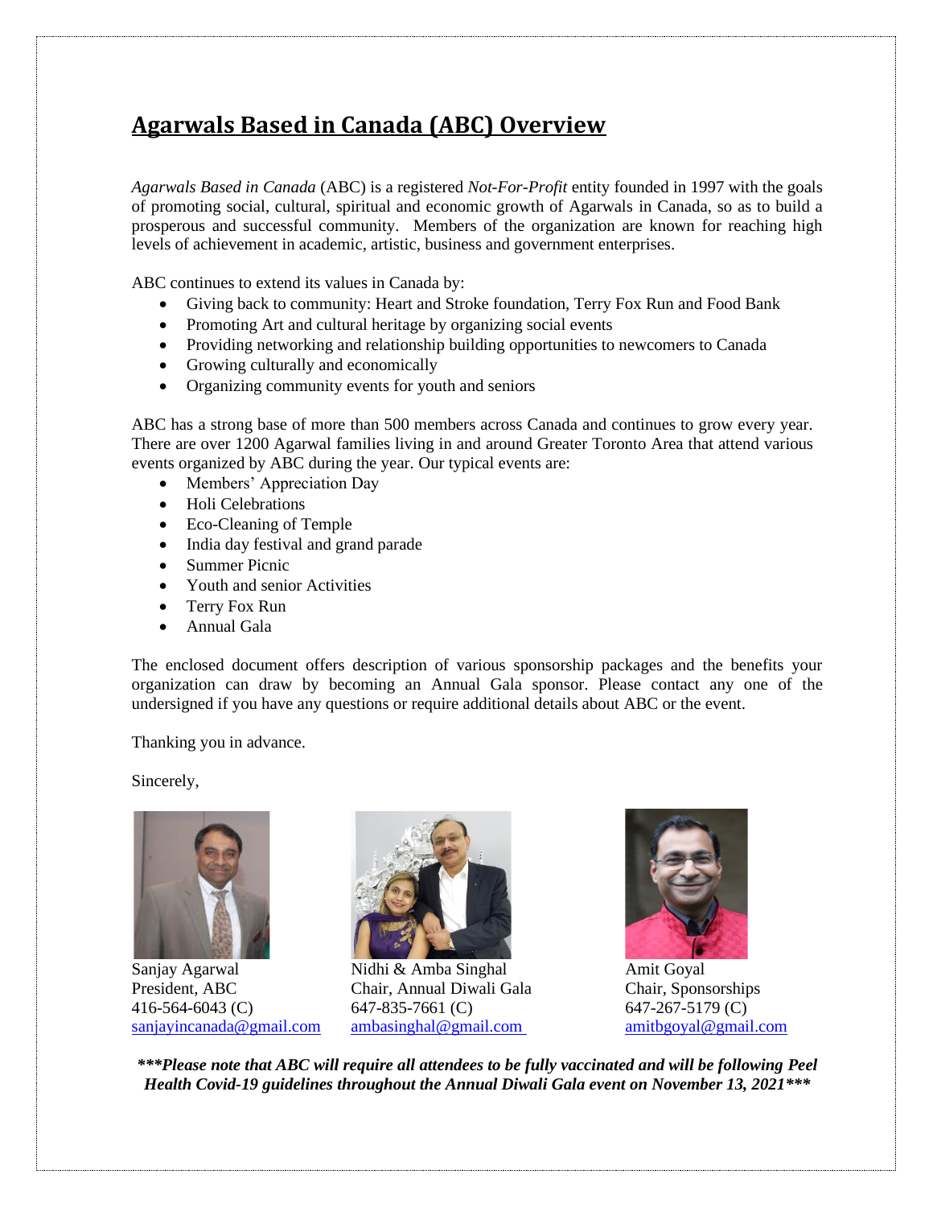# Agarwals Based in Canada (ABC) Overview

*Agarwals Based in Canada* (ABC) is a registered *Not-For-Profit* entity founded in 1997 with the goals of promoting social, cultural, spiritual and economic growth of Agarwals in Canada, so as to build a prosperous and successful community. Members of the organization are known for reaching high levels of achievement in academic, artistic, business and government enterprises.

ABC continues to extend its values in Canada by:

- Giving back to community: Heart and Stroke foundation, Terry Fox Run and Food Bank
- Promoting Art and cultural heritage by organizing social events
- Providing networking and relationship building opportunities to newcomers to Canada
- Growing culturally and economically
- Organizing community events for youth and seniors

ABC has a strong base of more than 500 members across Canada and continues to grow every year. There are over 1200 Agarwal families living in and around Greater Toronto Area that attend various events organized by ABC during the year. Our typical events are:

- Members' Appreciation Day
- Holi Celebrations
- Eco-Cleaning of Temple
- India day festival and grand parade
- Summer Picnic
- Youth and senior Activities
- Terry Fox Run
- Annual Gala

The enclosed document offers description of various sponsorship packages and the benefits your organization can draw by becoming an Annual Gala sponsor. Please contact any one of the undersigned if you have any questions or require additional details about ABC or the event.

Thanking you in advance.

Sincerely,

Sanjay Agarwal
President, ABC
416-564-6043 (C)
sanjayincanada@gmail.com

Nidhi & Amba Singhal
Chair, Annual Diwali Gala
647-835-7661 (C)
ambasinghal@gmail.com

Amit Goyal
Chair, Sponsorships
647-267-5179 (C)
amitbgoyal@gmail.com

***\*\*\*Please note that ABC will require all attendees to be fully vaccinated and will be following Peel Health Covid-19 guidelines throughout the Annual Diwali Gala event on November 13, 2021\*\*\****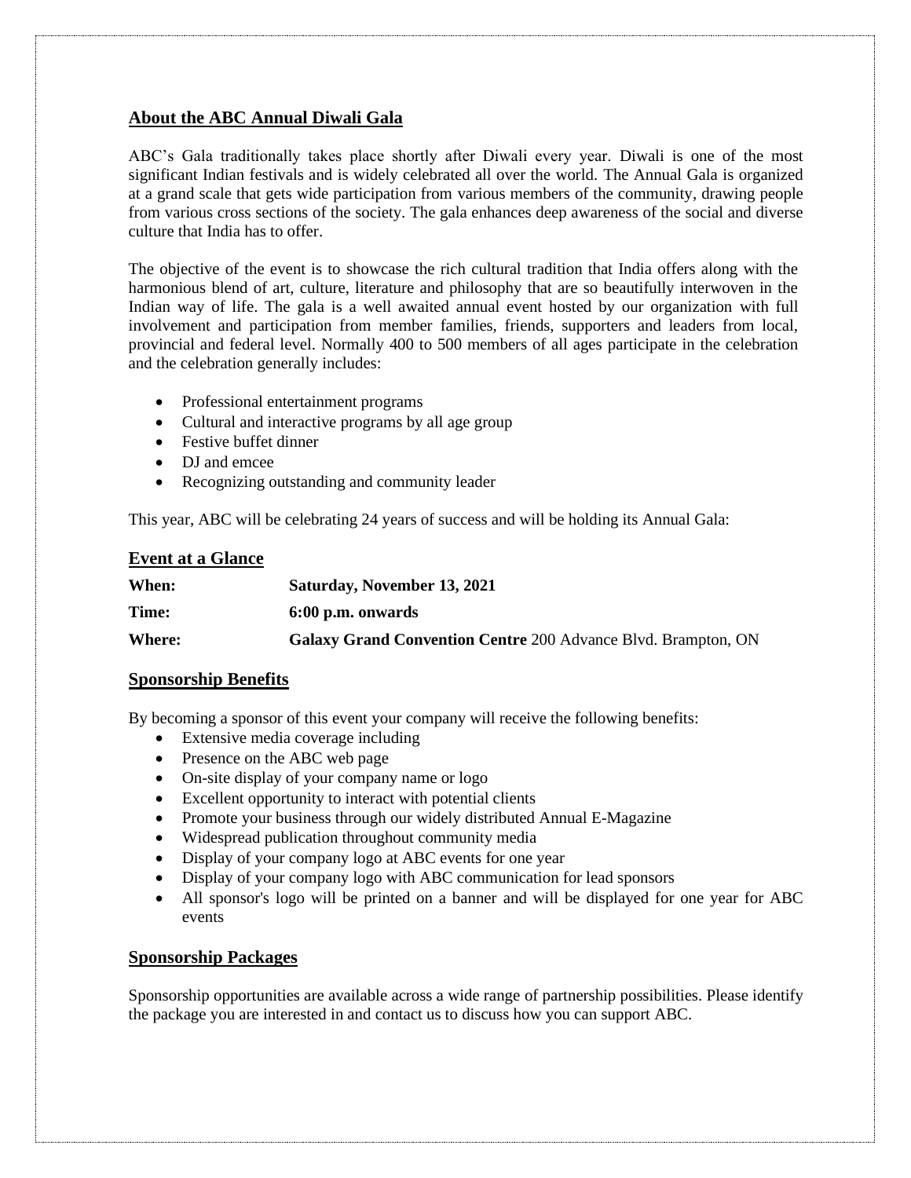## About the ABC Annual Diwali Gala

ABC's Gala traditionally takes place shortly after Diwali every year. Diwali is one of the most significant Indian festivals and is widely celebrated all over the world. The Annual Gala is organized at a grand scale that gets wide participation from various members of the community, drawing people from various cross sections of the society. The gala enhances deep awareness of the social and diverse culture that India has to offer.

The objective of the event is to showcase the rich cultural tradition that India offers along with the harmonious blend of art, culture, literature and philosophy that are so beautifully interwoven in the Indian way of life. The gala is a well awaited annual event hosted by our organization with full involvement and participation from member families, friends, supporters and leaders from local, provincial and federal level. Normally 400 to 500 members of all ages participate in the celebration and the celebration generally includes:

- Professional entertainment programs
- Cultural and interactive programs by all age group
- Festive buffet dinner
- DJ and emcee
- Recognizing outstanding and community leader

This year, ABC will be celebrating 24 years of success and will be holding its Annual Gala:

## Event at a Glance

**When:** **Saturday, November 13, 2021**

**Time:** **6:00 p.m. onwards**

**Where:** **Galaxy Grand Convention Centre** 200 Advance Blvd. Brampton, ON

## Sponsorship Benefits

By becoming a sponsor of this event your company will receive the following benefits:

- Extensive media coverage including
- Presence on the ABC web page
- On-site display of your company name or logo
- Excellent opportunity to interact with potential clients
- Promote your business through our widely distributed Annual E-Magazine
- Widespread publication throughout community media
- Display of your company logo at ABC events for one year
- Display of your company logo with ABC communication for lead sponsors
- All sponsor's logo will be printed on a banner and will be displayed for one year for ABC events

## Sponsorship Packages

Sponsorship opportunities are available across a wide range of partnership possibilities. Please identify the package you are interested in and contact us to discuss how you can support ABC.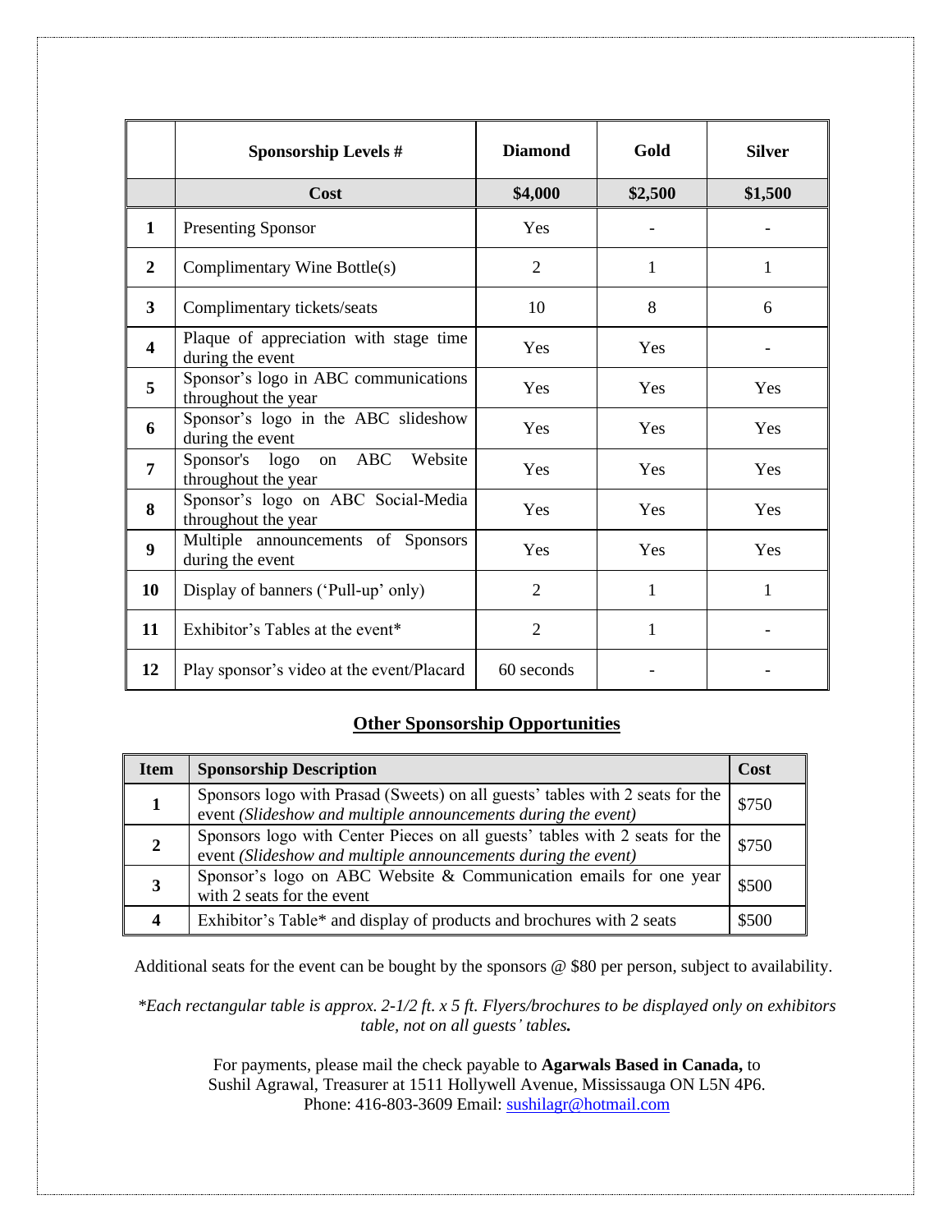| | Sponsorship Levels # | Diamond | Gold | Silver |
|---|---|---|---|---|
| | **Cost** | **$4,000** | **$2,500** | **$1,500** |
| **1** | Presenting Sponsor | Yes | - | - |
| **2** | Complimentary Wine Bottle(s) | 2 | 1 | 1 |
| **3** | Complimentary tickets/seats | 10 | 8 | 6 |
| **4** | Plaque of appreciation with stage time during the event | Yes | Yes | - |
| **5** | Sponsor's logo in ABC communications throughout the year | Yes | Yes | Yes |
| **6** | Sponsor's logo in the ABC slideshow during the event | Yes | Yes | Yes |
| **7** | Sponsor's logo on ABC Website throughout the year | Yes | Yes | Yes |
| **8** | Sponsor's logo on ABC Social-Media throughout the year | Yes | Yes | Yes |
| **9** | Multiple announcements of Sponsors during the event | Yes | Yes | Yes |
| **10** | Display of banners ('Pull-up' only) | 2 | 1 | 1 |
| **11** | Exhibitor's Tables at the event* | 2 | 1 | - |
| **12** | Play sponsor's video at the event/Placard | 60 seconds | - | - |

## Other Sponsorship Opportunities

| Item | Sponsorship Description | Cost |
|---|---|---|
| **1** | Sponsors logo with Prasad (Sweets) on all guests' tables with 2 seats for the event *(Slideshow and multiple announcements during the event)* | $750 |
| **2** | Sponsors logo with Center Pieces on all guests' tables with 2 seats for the event *(Slideshow and multiple announcements during the event)* | $750 |
| **3** | Sponsor's logo on ABC Website & Communication emails for one year with 2 seats for the event | $500 |
| **4** | Exhibitor's Table* and display of products and brochures with 2 seats | $500 |

Additional seats for the event can be bought by the sponsors @ $80 per person, subject to availability.

*\*Each rectangular table is approx. 2-1/2 ft. x 5 ft. Flyers/brochures to be displayed only on exhibitors table, not on all guests' tables.*

For payments, please mail the check payable to **Agarwals Based in Canada,** to Sushil Agrawal, Treasurer at 1511 Hollywell Avenue, Mississauga ON L5N 4P6. Phone: 416-803-3609 Email: sushilagr@hotmail.com